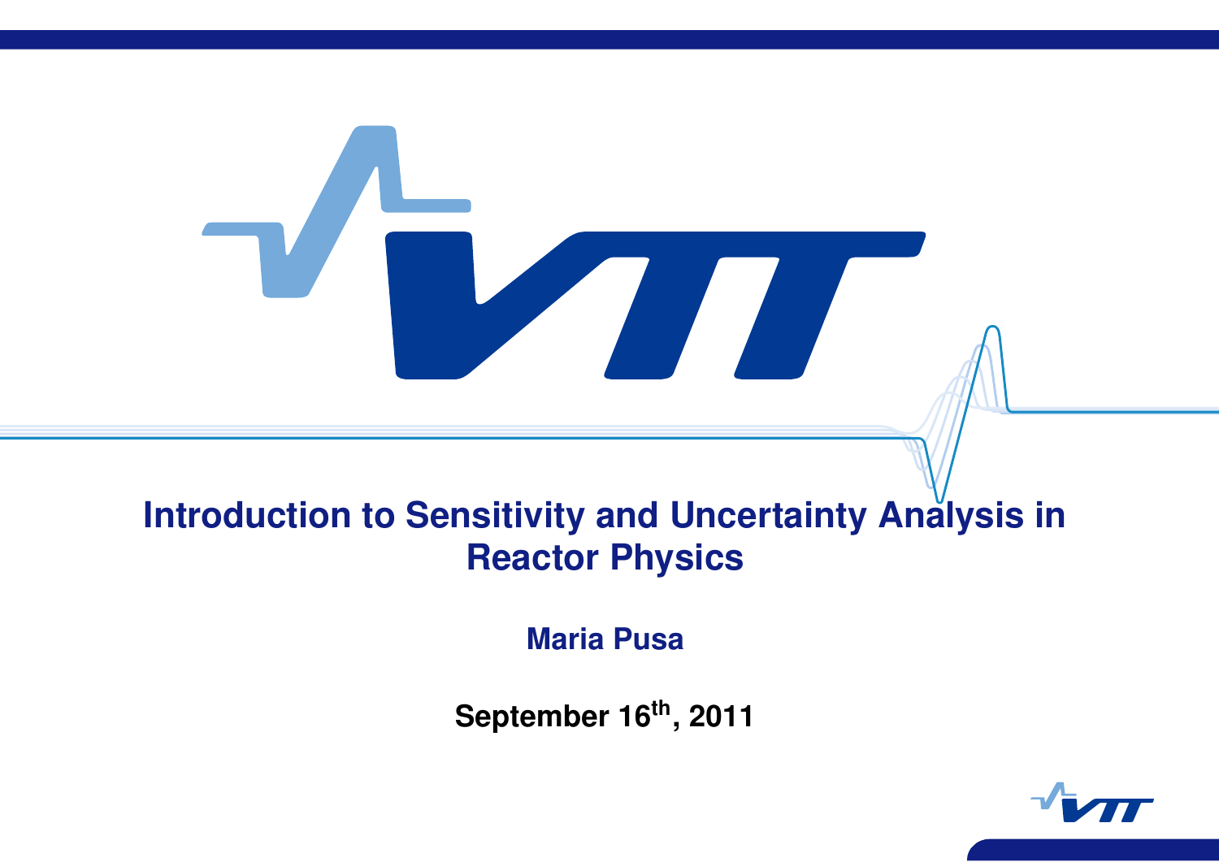# Introduction to Sensitivity and Uncertainty Analysis in Reactor Physics

**Maria Pusa**

**September 16th, 2011**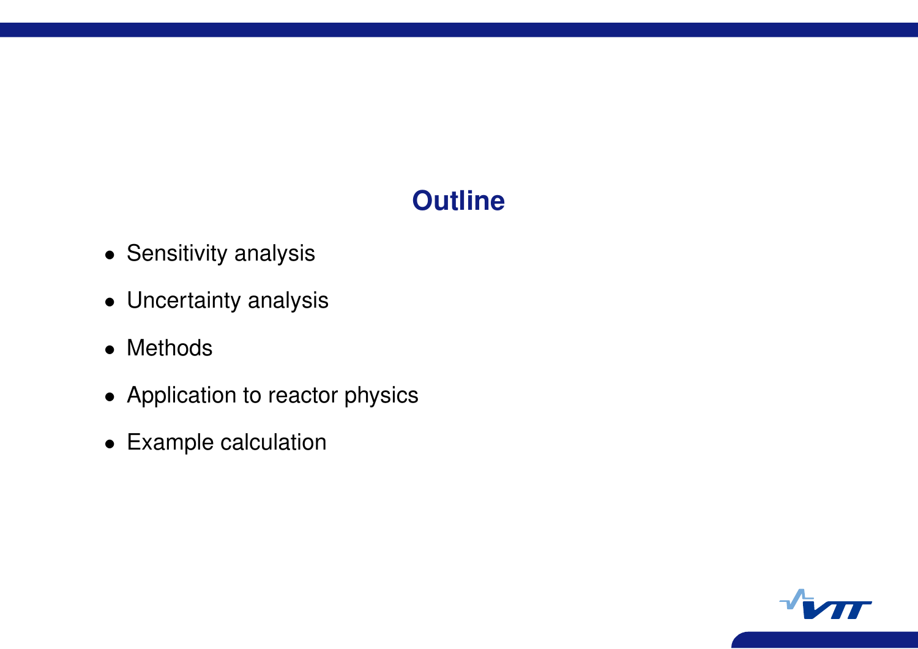# Outline

- Sensitivity analysis
- Uncertainty analysis
- Methods
- Application to reactor physics
- Example calculation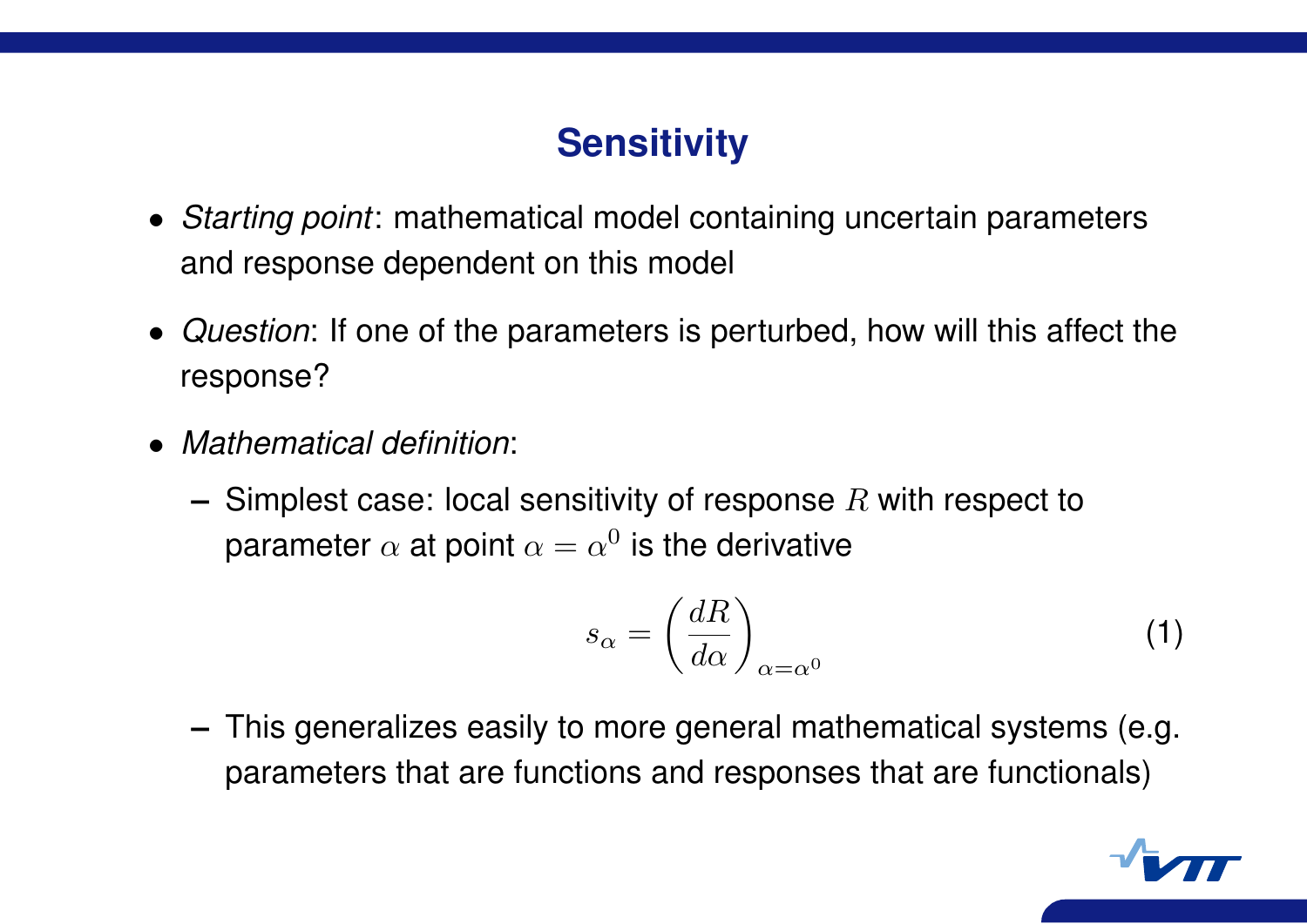# Sensitivity

- *Starting point*: mathematical model containing uncertain parameters and response dependent on this model
- *Question*: If one of the parameters is perturbed, how will this affect the response?
- *Mathematical definition*:
  - Simplest case: local sensitivity of response $R$ with respect to parameter $\alpha$ at point $\alpha = \alpha^0$ is the derivative

$$s_\alpha = \left( \frac{dR}{d\alpha} \right)_{\alpha = \alpha^0} \tag{1}$$

  - This generalizes easily to more general mathematical systems (e.g. parameters that are functions and responses that are functionals)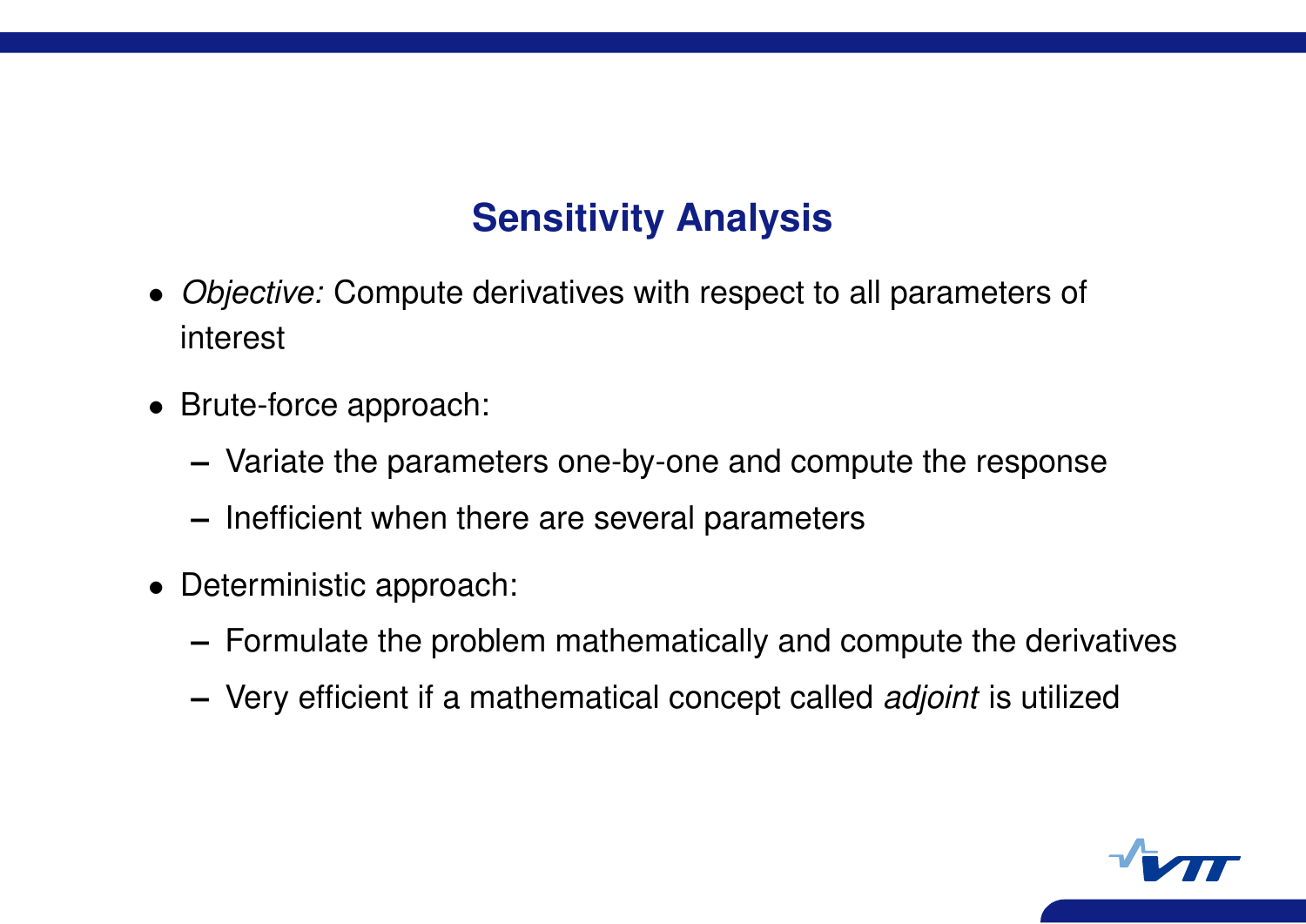# Sensitivity Analysis

- *Objective:* Compute derivatives with respect to all parameters of interest
- Brute-force approach:
  - Variate the parameters one-by-one and compute the response
  - Inefficient when there are several parameters
- Deterministic approach:
  - Formulate the problem mathematically and compute the derivatives
  - Very efficient if a mathematical concept called *adjoint* is utilized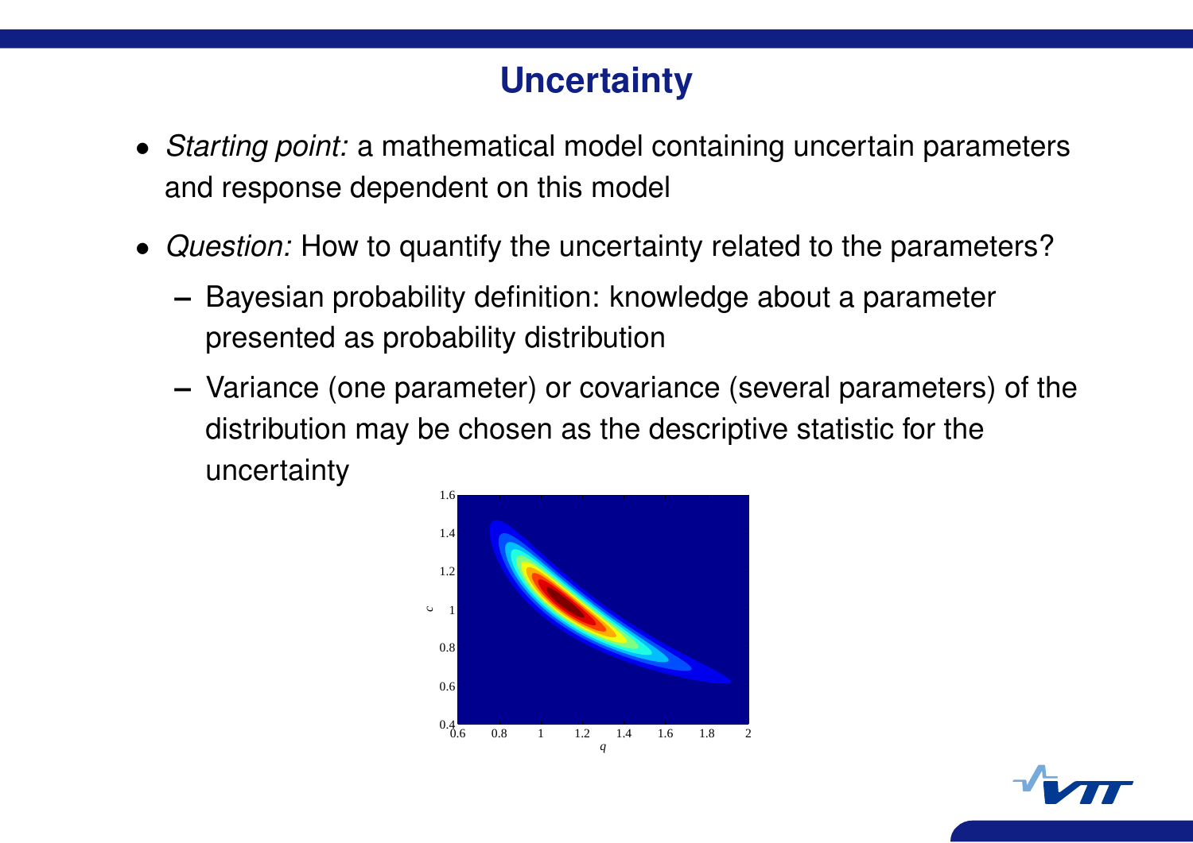# Uncertainty

- *Starting point:* a mathematical model containing uncertain parameters and response dependent on this model
- *Question:* How to quantify the uncertainty related to the parameters?
  - Bayesian probability definition: knowledge about a parameter presented as probability distribution
  - Variance (one parameter) or covariance (several parameters) of the distribution may be chosen as the descriptive statistic for the uncertainty

1.6
1.4
1.2
$c$ 1
0.8
0.6
0.4
0.6 0.8 1 1.2 1.4 1.6 1.8 2
$q$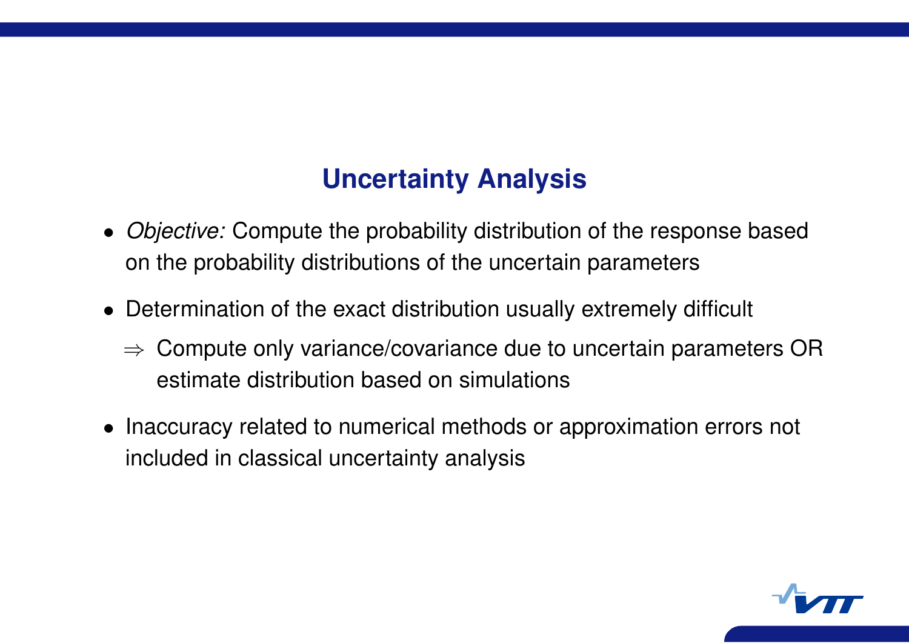# Uncertainty Analysis

- *Objective:* Compute the probability distribution of the response based on the probability distributions of the uncertain parameters
- Determination of the exact distribution usually extremely difficult
  - $\Rightarrow$ Compute only variance/covariance due to uncertain parameters OR estimate distribution based on simulations
- Inaccuracy related to numerical methods or approximation errors not included in classical uncertainty analysis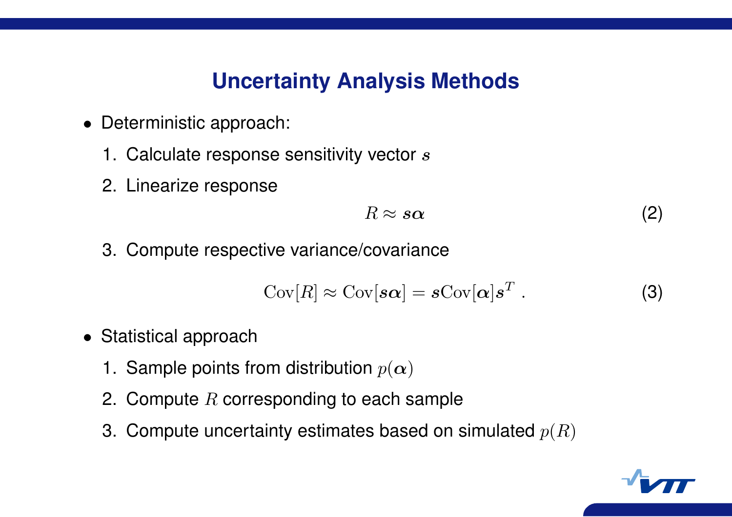## Uncertainty Analysis Methods

- Deterministic approach:
  1. Calculate response sensitivity vector $\boldsymbol{s}$
  2. Linearize response

$$R \approx \boldsymbol{s}\boldsymbol{\alpha} \tag{2}$$

  3. Compute respective variance/covariance

$$\mathrm{Cov}[R] \approx \mathrm{Cov}[\boldsymbol{s}\boldsymbol{\alpha}] = \boldsymbol{s}\mathrm{Cov}[\boldsymbol{\alpha}]\boldsymbol{s}^T \ . \tag{3}$$

- Statistical approach
  1. Sample points from distribution $p(\boldsymbol{\alpha})$
  2. Compute $R$ corresponding to each sample
  3. Compute uncertainty estimates based on simulated $p(R)$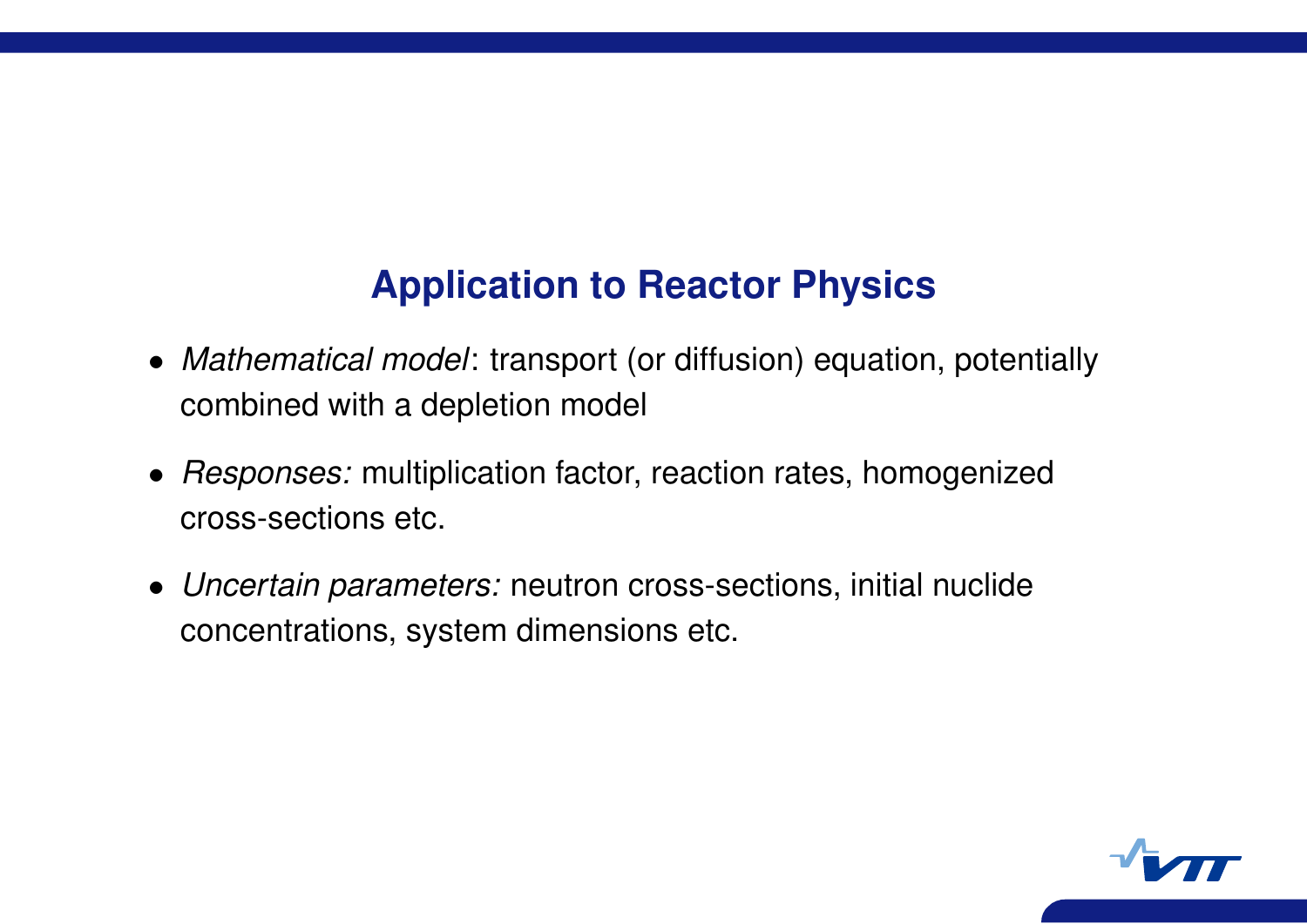## Application to Reactor Physics

- *Mathematical model*: transport (or diffusion) equation, potentially combined with a depletion model
- *Responses:* multiplication factor, reaction rates, homogenized cross-sections etc.
- *Uncertain parameters:* neutron cross-sections, initial nuclide concentrations, system dimensions etc.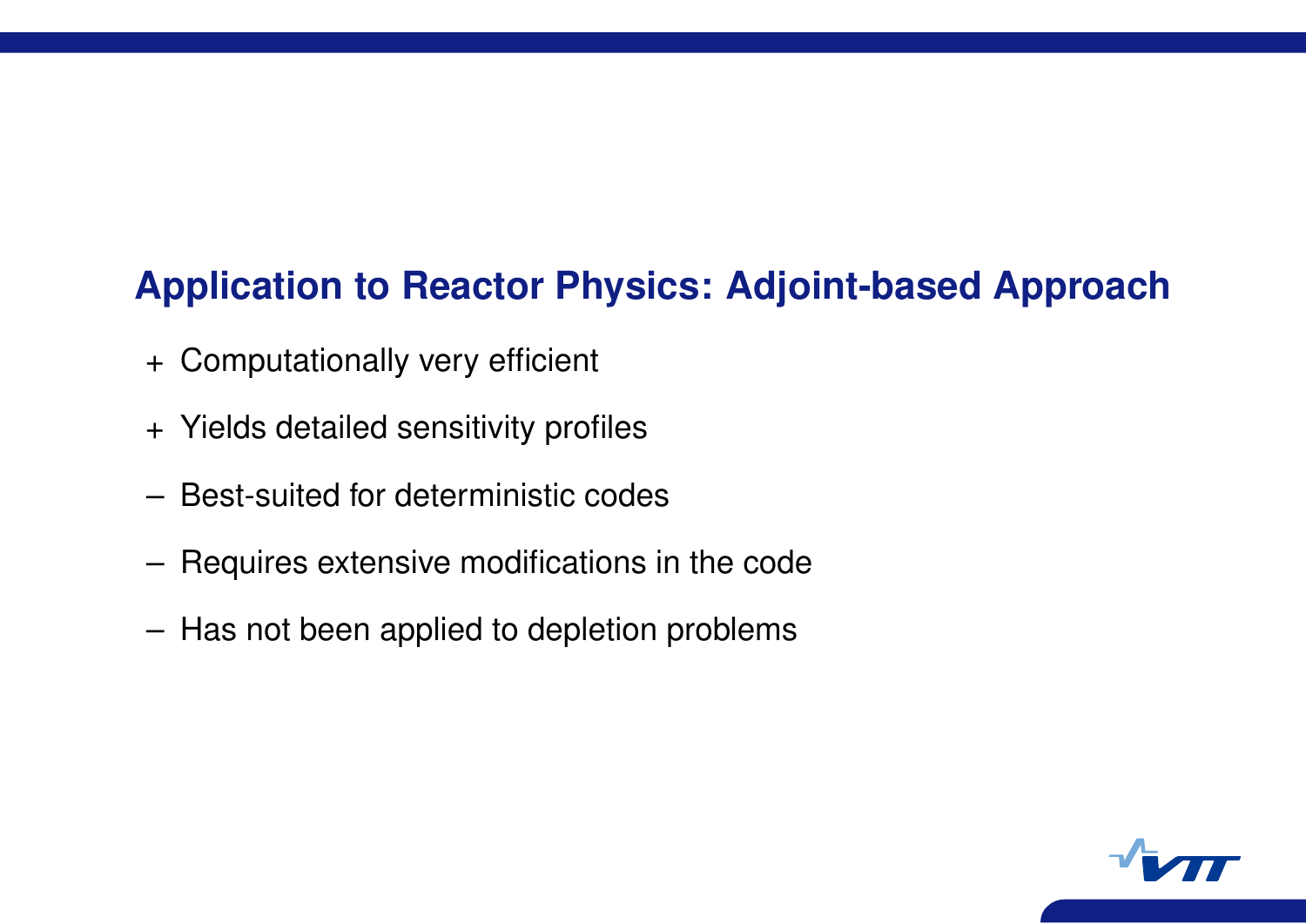## Application to Reactor Physics: Adjoint-based Approach

+ Computationally very efficient
+ Yields detailed sensitivity profiles
– Best-suited for deterministic codes
– Requires extensive modifications in the code
– Has not been applied to depletion problems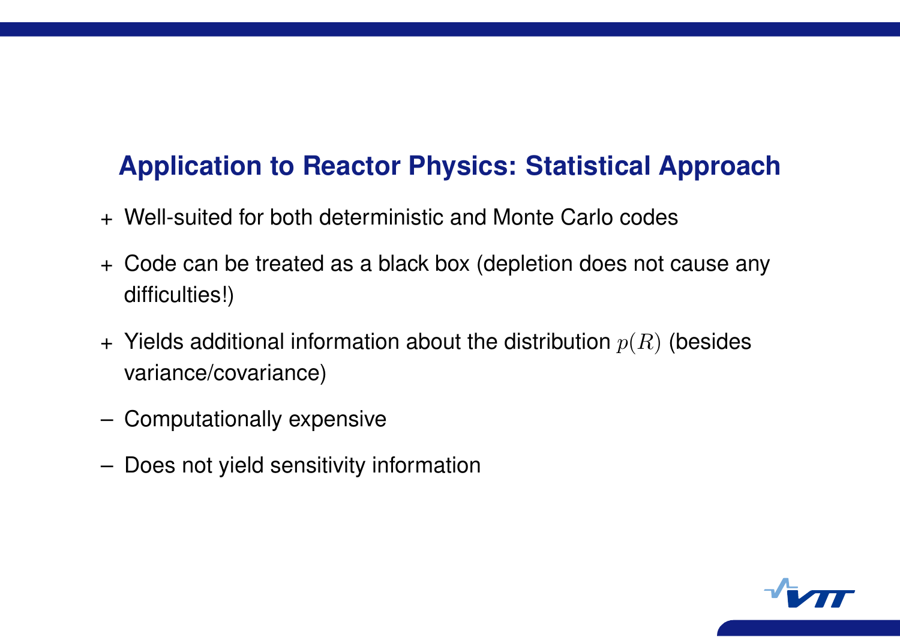## Application to Reactor Physics: Statistical Approach

+ Well-suited for both deterministic and Monte Carlo codes
+ Code can be treated as a black box (depletion does not cause any difficulties!)
+ Yields additional information about the distribution $p(R)$ (besides variance/covariance)
– Computationally expensive
– Does not yield sensitivity information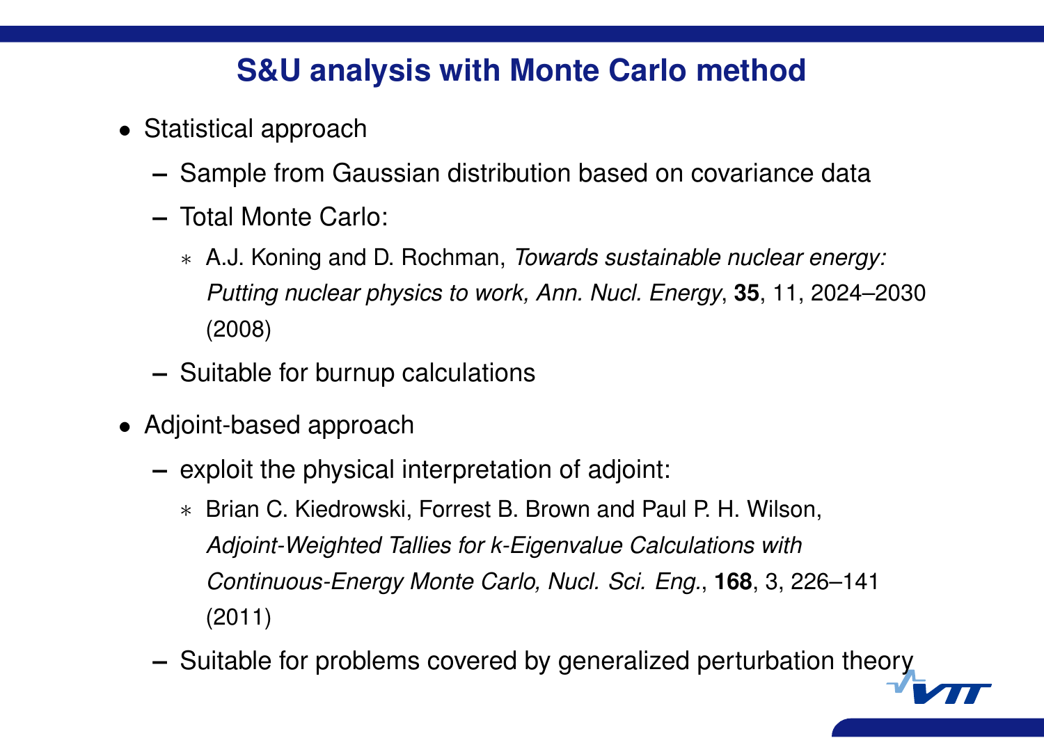# S&U analysis with Monte Carlo method

- Statistical approach
  - Sample from Gaussian distribution based on covariance data
  - Total Monte Carlo:
    - A.J. Koning and D. Rochman, *Towards sustainable nuclear energy: Putting nuclear physics to work, Ann. Nucl. Energy*, **35**, 11, 2024–2030 (2008)
  - Suitable for burnup calculations
- Adjoint-based approach
  - exploit the physical interpretation of adjoint:
    - Brian C. Kiedrowski, Forrest B. Brown and Paul P. H. Wilson, *Adjoint-Weighted Tallies for k-Eigenvalue Calculations with Continuous-Energy Monte Carlo, Nucl. Sci. Eng.*, **168**, 3, 226–141 (2011)
  - Suitable for problems covered by generalized perturbation theory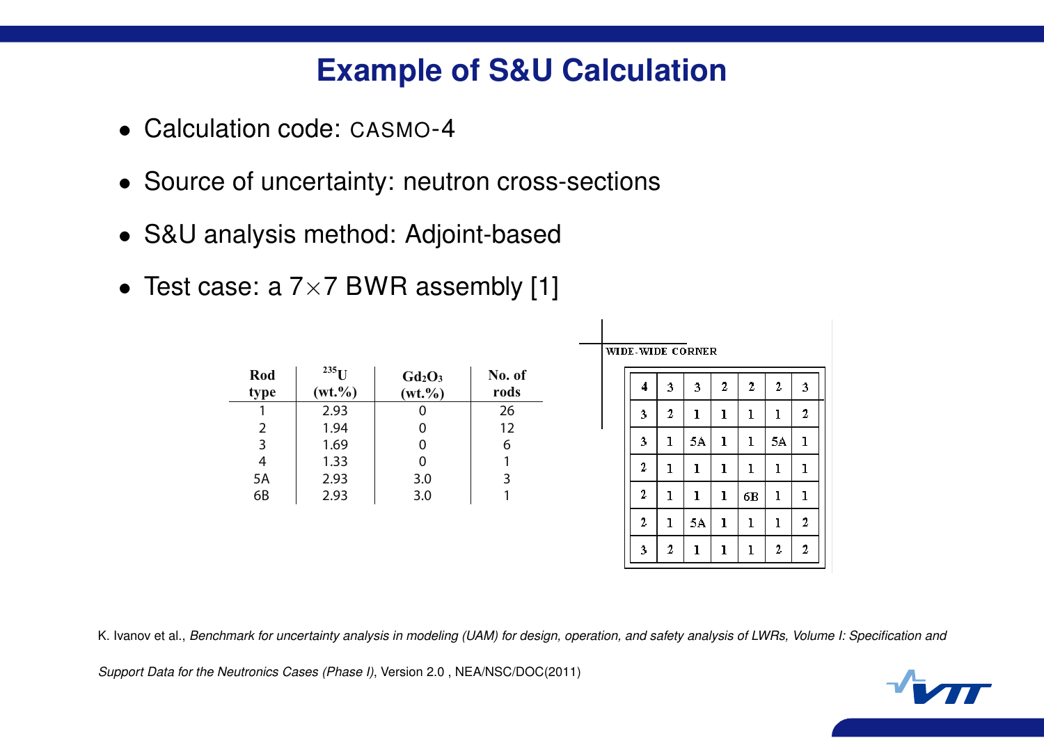# Example of S&U Calculation

- Calculation code: CASMO-4
- Source of uncertainty: neutron cross-sections
- S&U analysis method: Adjoint-based
- Test case: a 7×7 BWR assembly [1]

| Rod type | $^{235}U$ (wt.%) | $Gd_2O_3$ (wt.%) | No. of rods |
|---|---|---|---|
| 1 | 2.93 | 0 | 26 |
| 2 | 1.94 | 0 | 12 |
| 3 | 1.69 | 0 | 6 |
| 4 | 1.33 | 0 | 1 |
| 5A | 2.93 | 3.0 | 3 |
| 6B | 2.93 | 3.0 | 1 |

WIDE-WIDE CORNER

| | | | | | | |
|---|---|---|---|---|---|---|
| 4 | 3 | 3 | 2 | 2 | 2 | 3 |
| 3 | 2 | 1 | 1 | 1 | 1 | 2 |
| 3 | 1 | 5A | 1 | 1 | 5A | 1 |
| 2 | 1 | 1 | 1 | 1 | 1 | 1 |
| 2 | 1 | 1 | 1 | 6B | 1 | 1 |
| 2 | 1 | 5A | 1 | 1 | 1 | 2 |
| 3 | 2 | 1 | 1 | 1 | 2 | 2 |

K. Ivanov et al., *Benchmark for uncertainty analysis in modeling (UAM) for design, operation, and safety analysis of LWRs, Volume I: Specification and Support Data for the Neutronics Cases (Phase I)*, Version 2.0 , NEA/NSC/DOC(2011)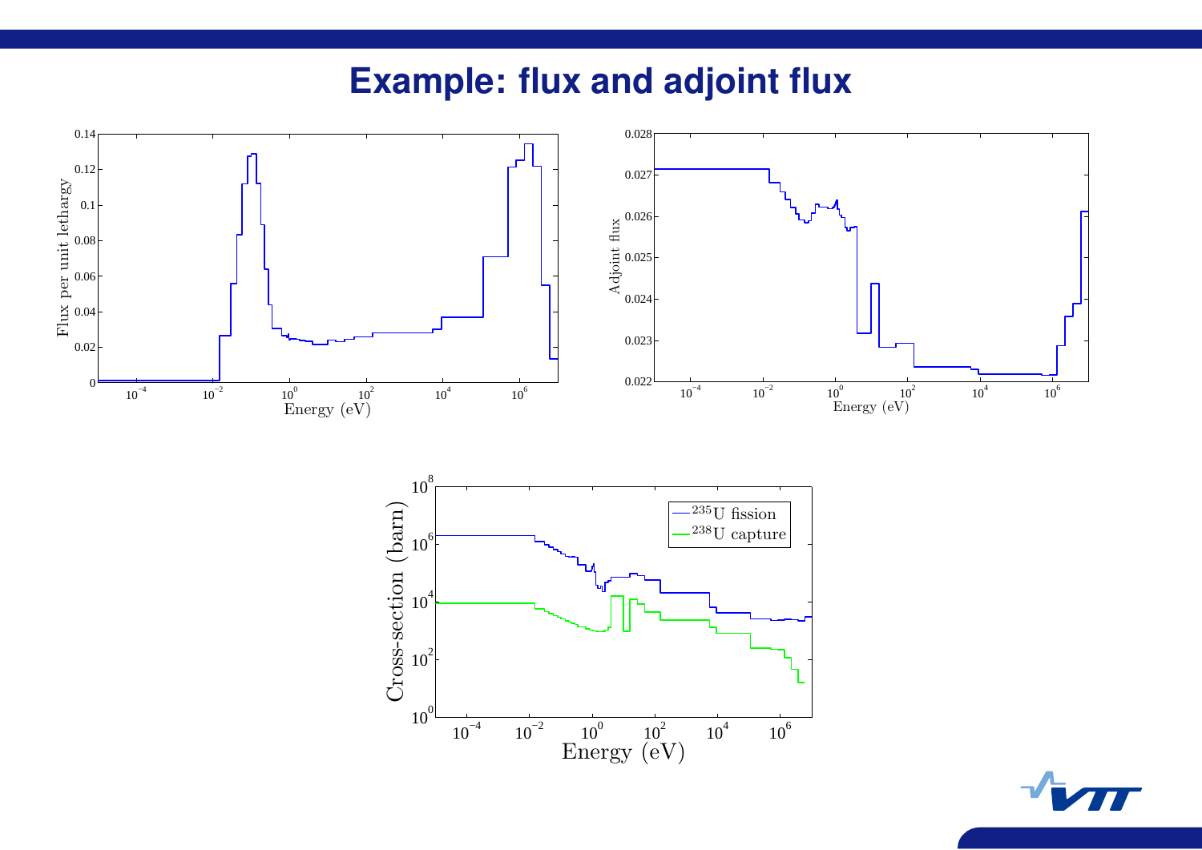# Example: flux and adjoint flux

Flux per unit lethargy

0.14
0.12
0.1
0.08
0.06
0.04
0.02
0

$10^{-4}$ $10^{-2}$ $10^{0}$ $10^{2}$ $10^{4}$ $10^{6}$

Energy (eV)

Adjoint flux

0.028
0.027
0.026
0.025
0.024
0.023
0.022

$10^{-4}$ $10^{-2}$ $10^{0}$ $10^{2}$ $10^{4}$ $10^{6}$

Energy (eV)

Cross-section (barn)

$10^{8}$
$10^{6}$
$10^{4}$
$10^{2}$
$10^{0}$

$10^{-4}$ $10^{-2}$ $10^{0}$ $10^{2}$ $10^{4}$ $10^{6}$

Energy (eV)

$^{235}$U fission

$^{238}$U capture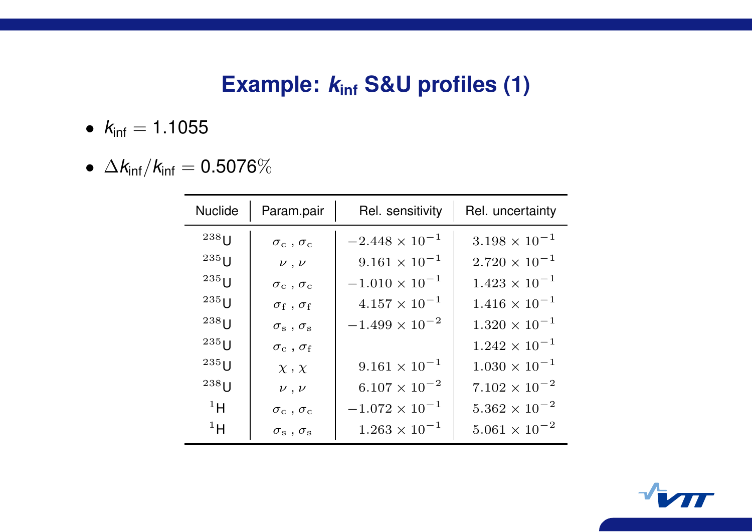# Example: $k_{\text{inf}}$ S&U profiles (1)

- $k_{\text{inf}} = 1.1055$
- $\Delta k_{\text{inf}}/k_{\text{inf}} = 0.5076\%$

| Nuclide | Param.pair | Rel. sensitivity | Rel. uncertainty |
|---|---|---|---|
| $^{238}$U | $\sigma_c$ , $\sigma_c$ | $-2.448 \times 10^{-1}$ | $3.198 \times 10^{-1}$ |
| $^{235}$U | $\nu$ , $\nu$ | $9.161 \times 10^{-1}$ | $2.720 \times 10^{-1}$ |
| $^{235}$U | $\sigma_c$ , $\sigma_c$ | $-1.010 \times 10^{-1}$ | $1.423 \times 10^{-1}$ |
| $^{235}$U | $\sigma_f$ , $\sigma_f$ | $4.157 \times 10^{-1}$ | $1.416 \times 10^{-1}$ |
| $^{238}$U | $\sigma_s$ , $\sigma_s$ | $-1.499 \times 10^{-2}$ | $1.320 \times 10^{-1}$ |
| $^{235}$U | $\sigma_c$ , $\sigma_f$ | | $1.242 \times 10^{-1}$ |
| $^{235}$U | $\chi$ , $\chi$ | $9.161 \times 10^{-1}$ | $1.030 \times 10^{-1}$ |
| $^{238}$U | $\nu$ , $\nu$ | $6.107 \times 10^{-2}$ | $7.102 \times 10^{-2}$ |
| $^{1}$H | $\sigma_c$ , $\sigma_c$ | $-1.072 \times 10^{-1}$ | $5.362 \times 10^{-2}$ |
| $^{1}$H | $\sigma_s$ , $\sigma_s$ | $1.263 \times 10^{-1}$ | $5.061 \times 10^{-2}$ |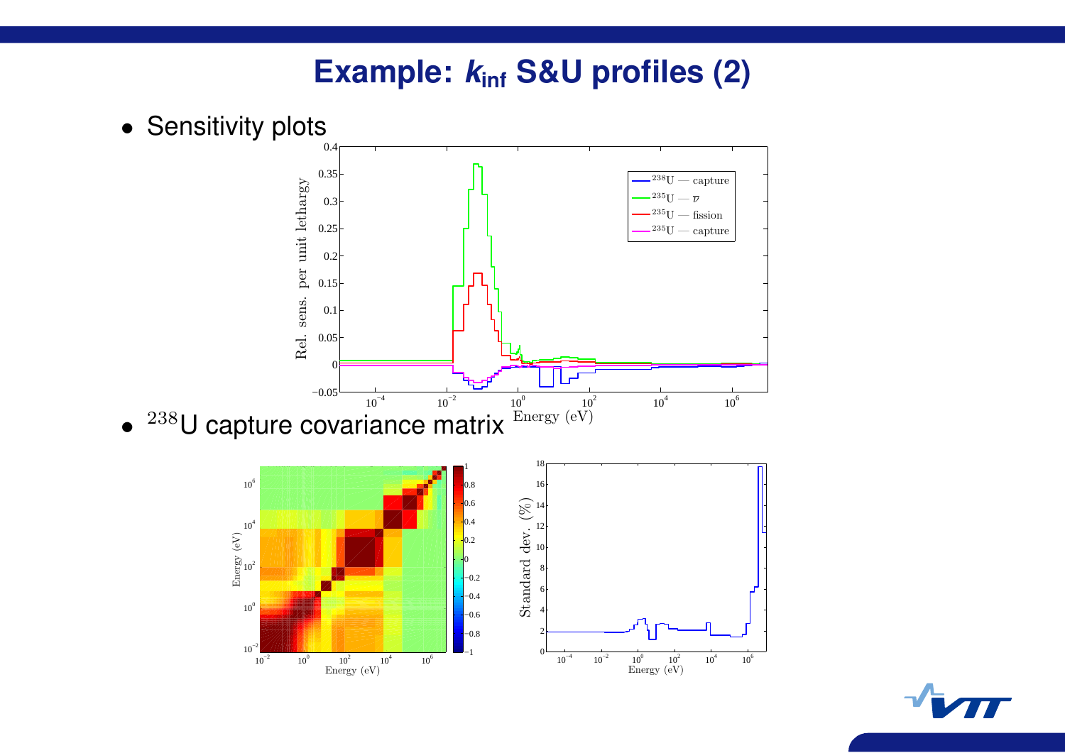# Example: $k_{\text{inf}}$ S&U profiles (2)

- Sensitivity plots

Rel. sens. per unit lethargy

0.4
0.35
0.3
0.25
0.2
0.15
0.1
0.05
0
−0.05

$10^{-4}$ $10^{-2}$ $10^{0}$ $10^{2}$ $10^{4}$ $10^{6}$

Energy (eV)

$^{238}$U — capture
$^{235}$U — $\overline{\nu}$
$^{235}$U — fission
$^{235}$U — capture

- $^{238}$U capture covariance matrix

Energy (eV)

$10^{-2}$ $10^{0}$ $10^{2}$ $10^{4}$ $10^{6}$

Energy (eV)

1
0.8
0.6
0.4
0.2
0
−0.2
−0.4
−0.6
−0.8
−1

Standard dev. (%)

18
16
14
12
10
8
6
4
2
0

$10^{-4}$ $10^{-2}$ $10^{0}$ $10^{2}$ $10^{4}$ $10^{6}$

Energy (eV)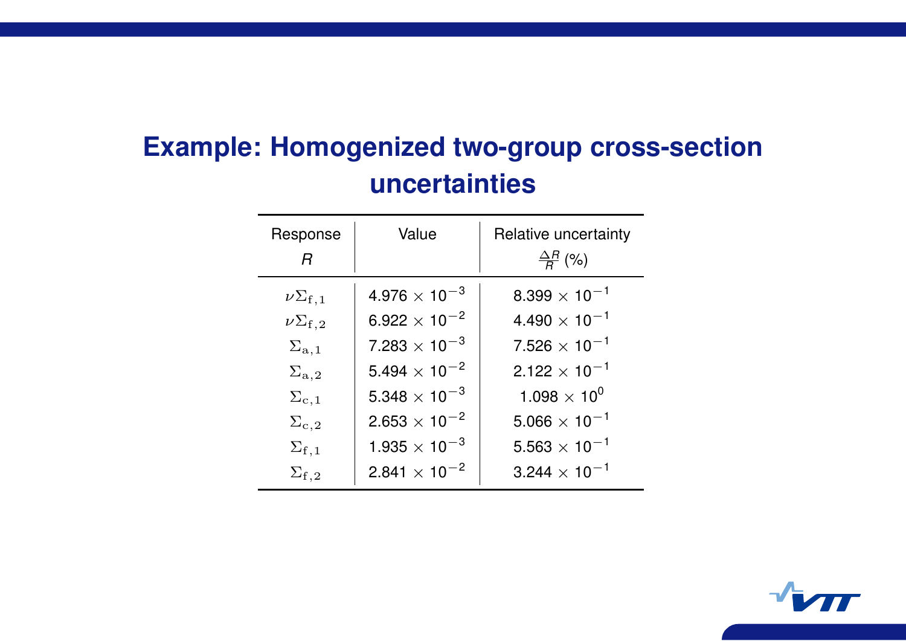# Example: Homogenized two-group cross-section uncertainties

| Response $R$ | Value | Relative uncertainty $\frac{\Delta R}{R}$ (%) |
|---|---|---|
| $\nu\Sigma_{\mathrm{f},1}$ | $4.976 \times 10^{-3}$ | $8.399 \times 10^{-1}$ |
| $\nu\Sigma_{\mathrm{f},2}$ | $6.922 \times 10^{-2}$ | $4.490 \times 10^{-1}$ |
| $\Sigma_{\mathrm{a},1}$ | $7.283 \times 10^{-3}$ | $7.526 \times 10^{-1}$ |
| $\Sigma_{\mathrm{a},2}$ | $5.494 \times 10^{-2}$ | $2.122 \times 10^{-1}$ |
| $\Sigma_{\mathrm{c},1}$ | $5.348 \times 10^{-3}$ | $1.098 \times 10^{0}$ |
| $\Sigma_{\mathrm{c},2}$ | $2.653 \times 10^{-2}$ | $5.066 \times 10^{-1}$ |
| $\Sigma_{\mathrm{f},1}$ | $1.935 \times 10^{-3}$ | $5.563 \times 10^{-1}$ |
| $\Sigma_{\mathrm{f},2}$ | $2.841 \times 10^{-2}$ | $3.244 \times 10^{-1}$ |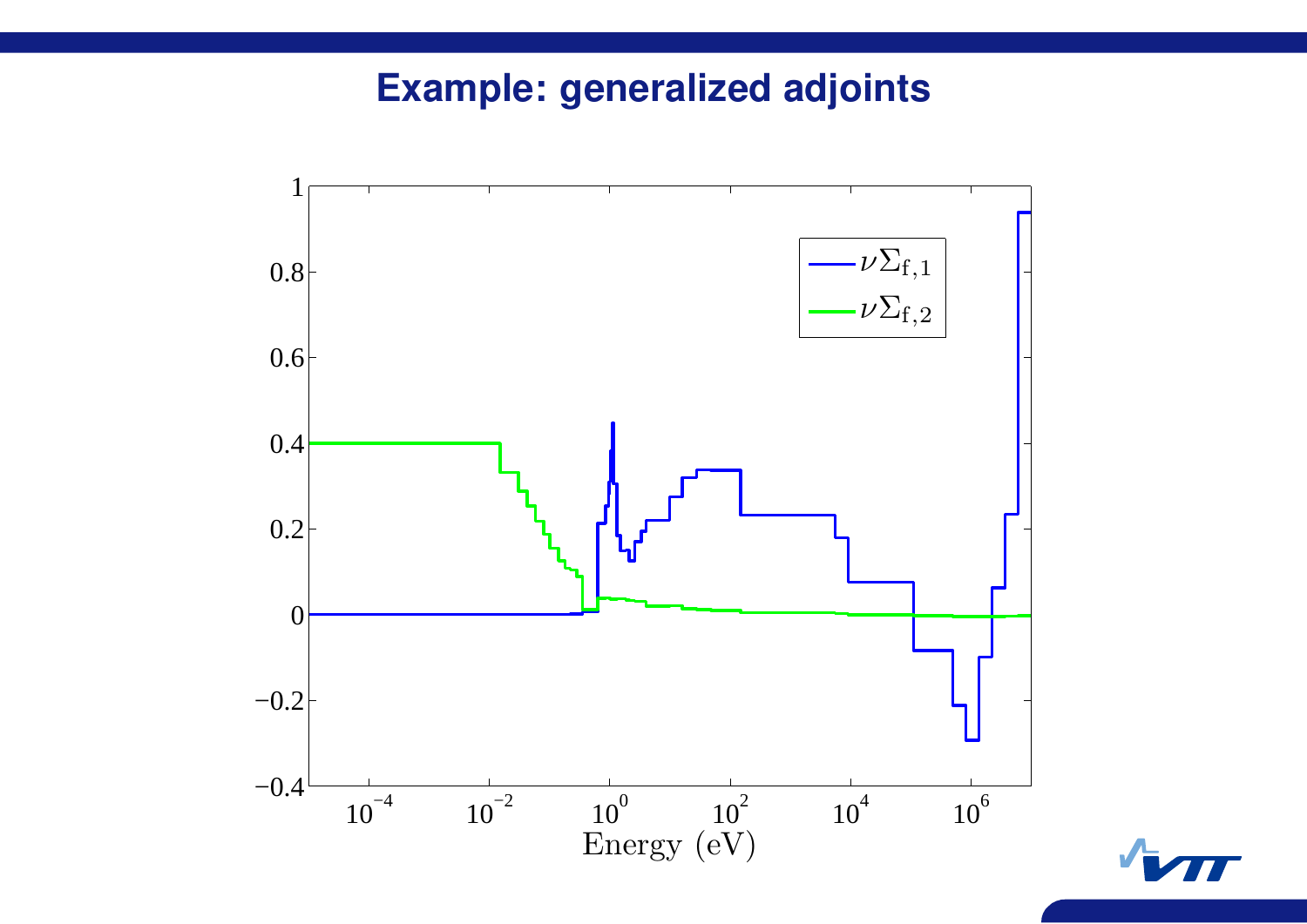# Example: generalized adjoints

$\nu\Sigma_{\mathrm{f},1}$

$\nu\Sigma_{\mathrm{f},2}$

1

0.8

0.6

0.4

0.2

0

−0.2

−0.4

$10^{-4}$ $10^{-2}$ $10^{0}$ $10^{2}$ $10^{4}$ $10^{6}$

Energy (eV)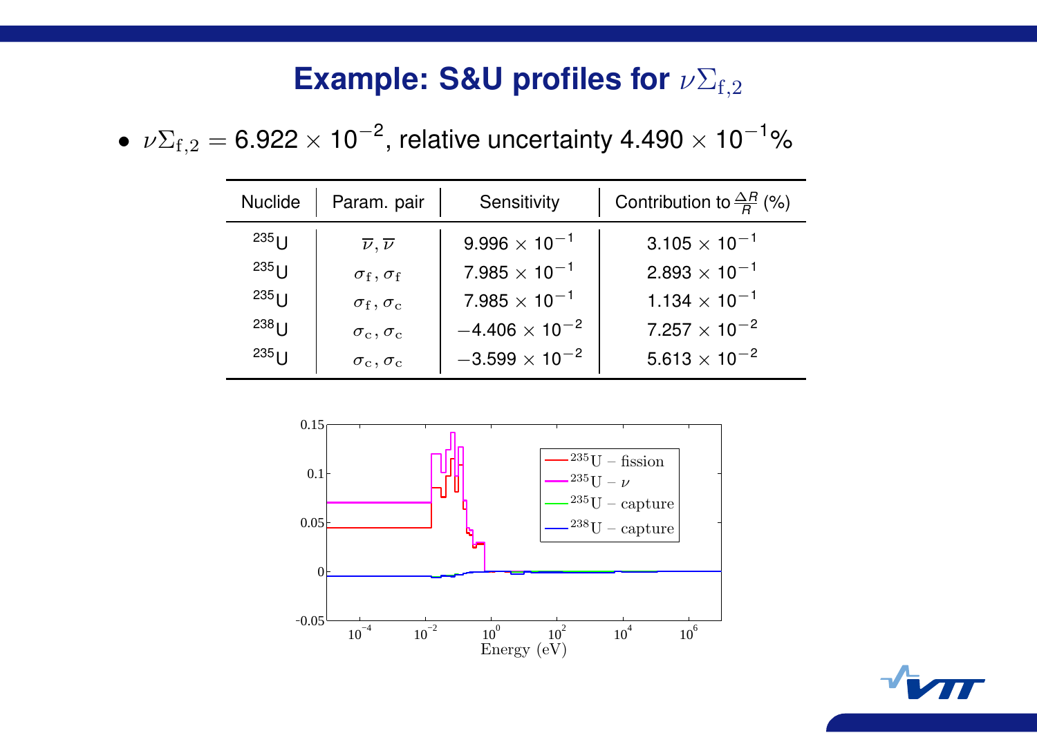# Example: S&U profiles for $\nu\Sigma_{\mathrm{f},2}$

- $\nu\Sigma_{\mathrm{f},2} = 6.922 \times 10^{-2}$, relative uncertainty $4.490 \times 10^{-1}$%

| Nuclide | Param. pair | Sensitivity | Contribution to $\frac{\Delta R}{R}$ (%) |
|---|---|---|---|
| $^{235}$U | $\overline{\nu}, \overline{\nu}$ | $9.996 \times 10^{-1}$ | $3.105 \times 10^{-1}$ |
| $^{235}$U | $\sigma_{\mathrm{f}}, \sigma_{\mathrm{f}}$ | $7.985 \times 10^{-1}$ | $2.893 \times 10^{-1}$ |
| $^{235}$U | $\sigma_{\mathrm{f}}, \sigma_{\mathrm{c}}$ | $7.985 \times 10^{-1}$ | $1.134 \times 10^{-1}$ |
| $^{238}$U | $\sigma_{\mathrm{c}}, \sigma_{\mathrm{c}}$ | $-4.406 \times 10^{-2}$ | $7.257 \times 10^{-2}$ |
| $^{235}$U | $\sigma_{\mathrm{c}}, \sigma_{\mathrm{c}}$ | $-3.599 \times 10^{-2}$ | $5.613 \times 10^{-2}$ |

0.15
0.1
0.05
0
-0.05

$10^{-4}$ $10^{-2}$ $10^{0}$ $10^{2}$ $10^{4}$ $10^{6}$

Energy (eV)

$^{235}$U – fission
$^{235}$U – $\nu$
$^{235}$U – capture
$^{238}$U – capture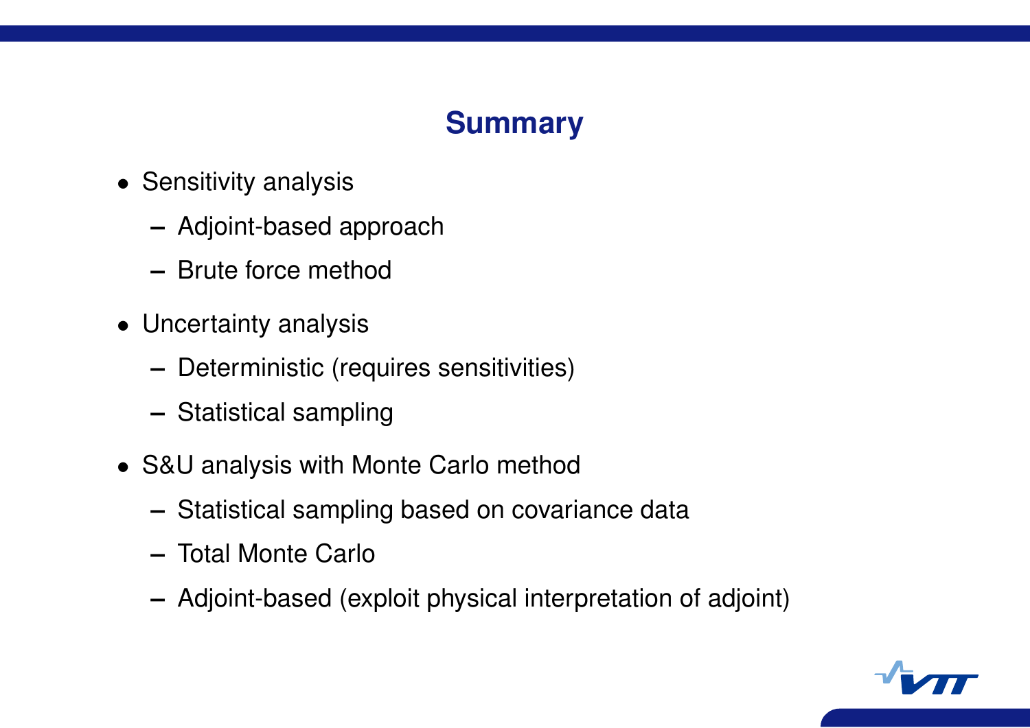# Summary

- Sensitivity analysis
  - Adjoint-based approach
  - Brute force method
- Uncertainty analysis
  - Deterministic (requires sensitivities)
  - Statistical sampling
- S&U analysis with Monte Carlo method
  - Statistical sampling based on covariance data
  - Total Monte Carlo
  - Adjoint-based (exploit physical interpretation of adjoint)